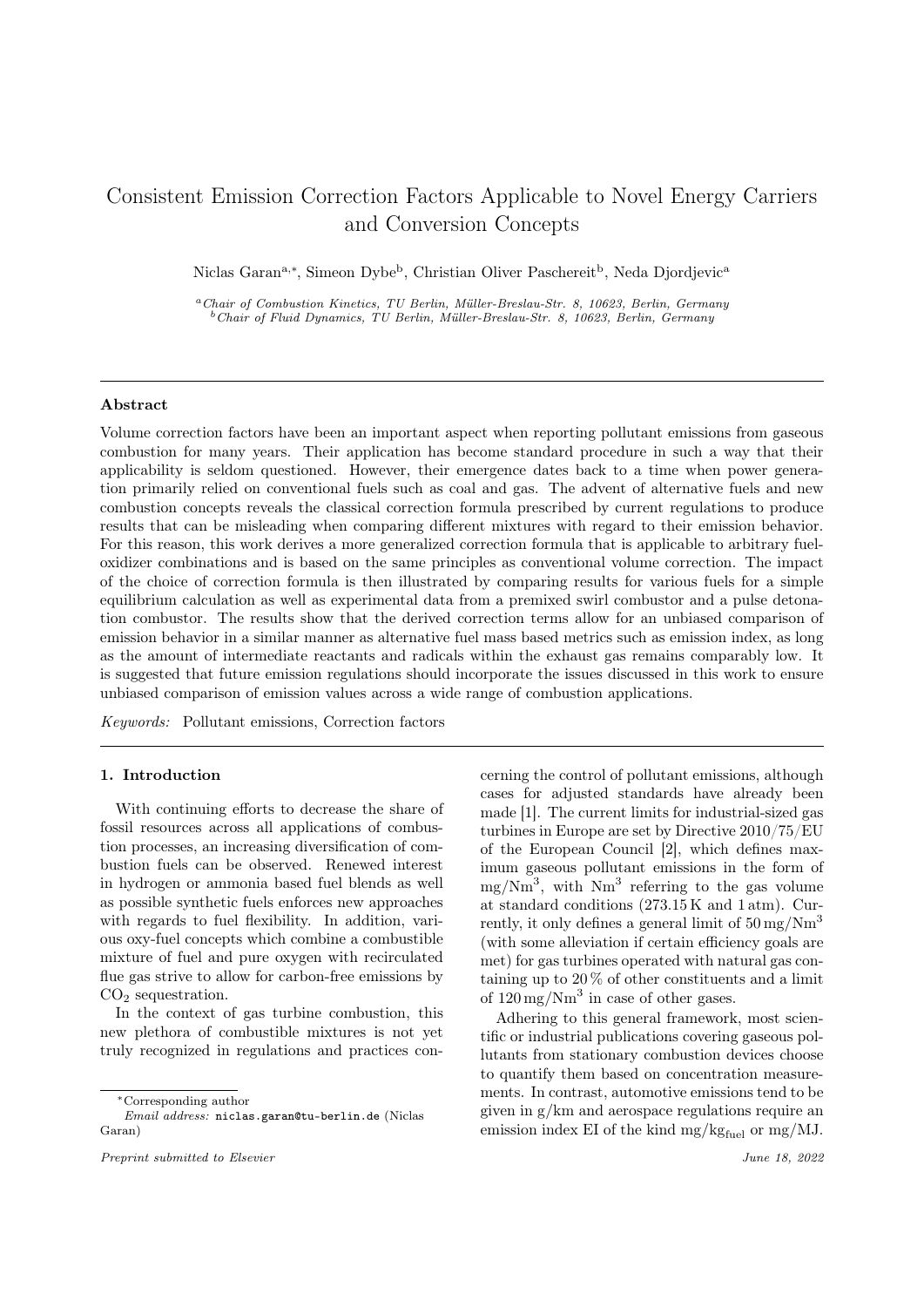# Consistent Emission Correction Factors Applicable to Novel Energy Carriers and Conversion Concepts

Niclas Garan[a,*], Simeon Dybe[b], Christian Oliver Paschereit[b], Neda Djordjevic[a]

[a] *Chair of Combustion Kinetics, TU Berlin, Müller-Breslau-Str. 8, 10623, Berlin, Germany*
[b] *Chair of Fluid Dynamics, TU Berlin, Müller-Breslau-Str. 8, 10623, Berlin, Germany*

## Abstract

Volume correction factors have been an important aspect when reporting pollutant emissions from gaseous combustion for many years. Their application has become standard procedure in such a way that their applicability is seldom questioned. However, their emergence dates back to a time when power generation primarily relied on conventional fuels such as coal and gas. The advent of alternative fuels and new combustion concepts reveals the classical correction formula prescribed by current regulations to produce results that can be misleading when comparing different mixtures with regard to their emission behavior. For this reason, this work derives a more generalized correction formula that is applicable to arbitrary fuel-oxidizer combinations and is based on the same principles as conventional volume correction. The impact of the choice of correction formula is then illustrated by comparing results for various fuels for a simple equilibrium calculation as well as experimental data from a premixed swirl combustor and a pulse detonation combustor. The results show that the derived correction terms allow for an unbiased comparison of emission behavior in a similar manner as alternative fuel mass based metrics such as emission index, as long as the amount of intermediate reactants and radicals within the exhaust gas remains comparably low. It is suggested that future emission regulations should incorporate the issues discussed in this work to ensure unbiased comparison of emission values across a wide range of combustion applications.

*Keywords:* Pollutant emissions, Correction factors

## 1. Introduction

With continuing efforts to decrease the share of fossil resources across all applications of combustion processes, an increasing diversification of combustion fuels can be observed. Renewed interest in hydrogen or ammonia based fuel blends as well as possible synthetic fuels enforces new approaches with regards to fuel flexibility. In addition, various oxy-fuel concepts which combine a combustible mixture of fuel and pure oxygen with recirculated flue gas strive to allow for carbon-free emissions by $CO_2$ sequestration.

In the context of gas turbine combustion, this new plethora of combustible mixtures is not yet truly recognized in regulations and practices concerning the control of pollutant emissions, although cases for adjusted standards have already been made [1]. The current limits for industrial-sized gas turbines in Europe are set by Directive 2010/75/EU of the European Council [2], which defines maximum gaseous pollutant emissions in the form of $\mathrm{mg/Nm^3}$, with $\mathrm{Nm^3}$ referring to the gas volume at standard conditions (273.15 K and 1 atm). Currently, it only defines a general limit of $50\,\mathrm{mg/Nm^3}$ (with some alleviation if certain efficiency goals are met) for gas turbines operated with natural gas containing up to 20 % of other constituents and a limit of $120\,\mathrm{mg/Nm^3}$ in case of other gases.

Adhering to this general framework, most scientific or industrial publications covering gaseous pollutants from stationary combustion devices choose to quantify them based on concentration measurements. In contrast, automotive emissions tend to be given in g/km and aerospace regulations require an emission index EI of the kind $\mathrm{mg/kg_{fuel}}$ or mg/MJ.

*Corresponding author
*Email address:* niclas.garan@tu-berlin.de (Niclas Garan)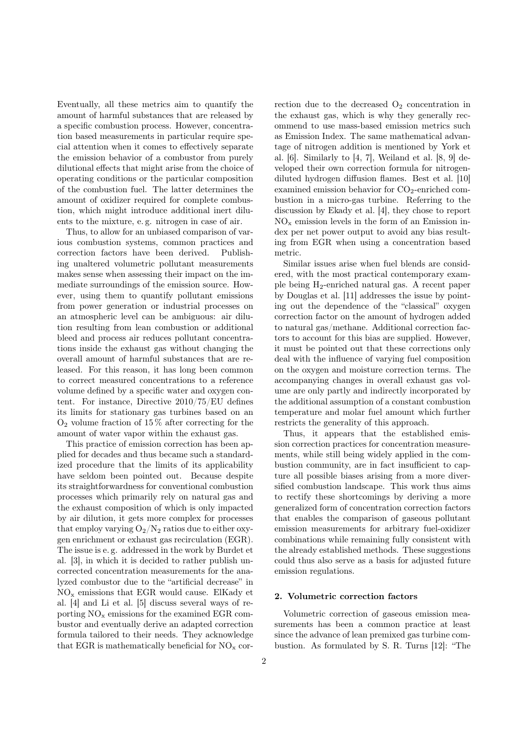Eventually, all these metrics aim to quantify the amount of harmful substances that are released by a specific combustion process. However, concentration based measurements in particular require special attention when it comes to effectively separate the emission behavior of a combustor from purely dilutional effects that might arise from the choice of operating conditions or the particular composition of the combustion fuel. The latter determines the amount of oxidizer required for complete combustion, which might introduce additional inert diluents to the mixture, e. g. nitrogen in case of air.

Thus, to allow for an unbiased comparison of various combustion systems, common practices and correction factors have been derived. Publishing unaltered volumetric pollutant measurements makes sense when assessing their impact on the immediate surroundings of the emission source. However, using them to quantify pollutant emissions from power generation or industrial processes on an atmospheric level can be ambiguous: air dilution resulting from lean combustion or additional bleed and process air reduces pollutant concentrations inside the exhaust gas without changing the overall amount of harmful substances that are released. For this reason, it has long been common to correct measured concentrations to a reference volume defined by a specific water and oxygen content. For instance, Directive 2010/75/EU defines its limits for stationary gas turbines based on an $O_2$ volume fraction of 15 % after correcting for the amount of water vapor within the exhaust gas.

This practice of emission correction has been applied for decades and thus became such a standardized procedure that the limits of its applicability have seldom been pointed out. Because despite its straightforwardness for conventional combustion processes which primarily rely on natural gas and the exhaust composition of which is only impacted by air dilution, it gets more complex for processes that employ varying $O_2/N_2$ ratios due to either oxygen enrichment or exhaust gas recirculation (EGR). The issue is e. g. addressed in the work by Burdet et al. [3], in which it is decided to rather publish uncorrected concentration measurements for the analyzed combustor due to the "artificial decrease" in $NO_x$ emissions that EGR would cause. ElKady et al. [4] and Li et al. [5] discuss several ways of reporting $NO_x$ emissions for the examined EGR combustor and eventually derive an adapted correction formula tailored to their needs. They acknowledge that EGR is mathematically beneficial for $NO_x$ correction due to the decreased $O_2$ concentration in the exhaust gas, which is why they generally recommend to use mass-based emission metrics such as Emission Index. The same mathematical advantage of nitrogen addition is mentioned by York et al. [6]. Similarly to [4, 7], Weiland et al. [8, 9] developed their own correction formula for nitrogen-diluted hydrogen diffusion flames. Best et al. [10] examined emission behavior for $CO_2$-enriched combustion in a micro-gas turbine. Referring to the discussion by Ekady et al. [4], they chose to report $NO_x$ emission levels in the form of an Emission index per net power output to avoid any bias resulting from EGR when using a concentration based metric.

Similar issues arise when fuel blends are considered, with the most practical contemporary example being $H_2$-enriched natural gas. A recent paper by Douglas et al. [11] addresses the issue by pointing out the dependence of the "classical" oxygen correction factor on the amount of hydrogen added to natural gas/methane. Additional correction factors to account for this bias are supplied. However, it must be pointed out that these corrections only deal with the influence of varying fuel composition on the oxygen and moisture correction terms. The accompanying changes in overall exhaust gas volume are only partly and indirectly incorporated by the additional assumption of a constant combustion temperature and molar fuel amount which further restricts the generality of this approach.

Thus, it appears that the established emission correction practices for concentration measurements, while still being widely applied in the combustion community, are in fact insufficient to capture all possible biases arising from a more diversified combustion landscape. This work thus aims to rectify these shortcomings by deriving a more generalized form of concentration correction factors that enables the comparison of gaseous pollutant emission measurements for arbitrary fuel-oxidizer combinations while remaining fully consistent with the already established methods. These suggestions could thus also serve as a basis for adjusted future emission regulations.

## 2. Volumetric correction factors

Volumetric correction of gaseous emission measurements has been a common practice at least since the advance of lean premixed gas turbine combustion. As formulated by S. R. Turns [12]: "The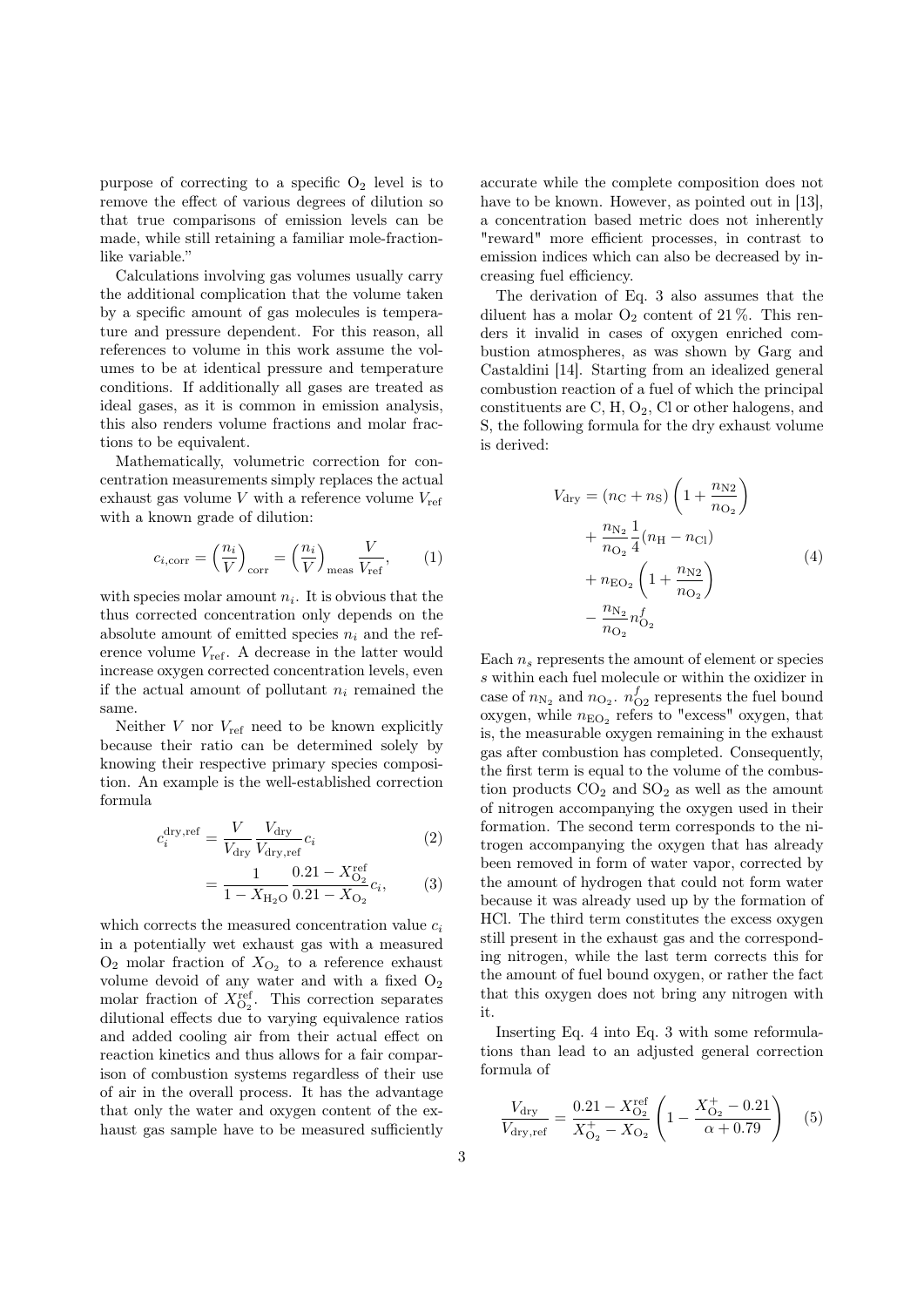purpose of correcting to a specific $O_2$ level is to remove the effect of various degrees of dilution so that true comparisons of emission levels can be made, while still retaining a familiar mole-fraction-like variable."

Calculations involving gas volumes usually carry the additional complication that the volume taken by a specific amount of gas molecules is temperature and pressure dependent. For this reason, all references to volume in this work assume the volumes to be at identical pressure and temperature conditions. If additionally all gases are treated as ideal gases, as it is common in emission analysis, this also renders volume fractions and molar fractions to be equivalent.

Mathematically, volumetric correction for concentration measurements simply replaces the actual exhaust gas volume $V$ with a reference volume $V_{\mathrm{ref}}$ with a known grade of dilution:

$$c_{i,\mathrm{corr}} = \left(\frac{n_i}{V}\right)_{\mathrm{corr}} = \left(\frac{n_i}{V}\right)_{\mathrm{meas}} \frac{V}{V_{\mathrm{ref}}}, \tag{1}$$

with species molar amount $n_i$. It is obvious that the thus corrected concentration only depends on the absolute amount of emitted species $n_i$ and the reference volume $V_{\mathrm{ref}}$. A decrease in the latter would increase oxygen corrected concentration levels, even if the actual amount of pollutant $n_i$ remained the same.

Neither $V$ nor $V_{\mathrm{ref}}$ need to be known explicitly because their ratio can be determined solely by knowing their respective primary species composition. An example is the well-established correction formula

$$c_i^{\mathrm{dry,ref}} = \frac{V}{V_{\mathrm{dry}}} \frac{V_{\mathrm{dry}}}{V_{\mathrm{dry,ref}}} c_i \tag{2}$$

$$= \frac{1}{1 - X_{\mathrm{H_2O}}} \frac{0.21 - X_{\mathrm{O_2}}^{\mathrm{ref}}}{0.21 - X_{\mathrm{O_2}}} c_i, \tag{3}$$

which corrects the measured concentration value $c_i$ in a potentially wet exhaust gas with a measured $O_2$ molar fraction of $X_{\mathrm{O_2}}$ to a reference exhaust volume devoid of any water and with a fixed $O_2$ molar fraction of $X_{\mathrm{O_2}}^{\mathrm{ref}}$. This correction separates dilutional effects due to varying equivalence ratios and added cooling air from their actual effect on reaction kinetics and thus allows for a fair comparison of combustion systems regardless of their use of air in the overall process. It has the advantage that only the water and oxygen content of the exhaust gas sample have to be measured sufficiently accurate while the complete composition does not have to be known. However, as pointed out in [13], a concentration based metric does not inherently "reward" more efficient processes, in contrast to emission indices which can also be decreased by increasing fuel efficiency.

The derivation of Eq. 3 also assumes that the diluent has a molar $O_2$ content of 21 %. This renders it invalid in cases of oxygen enriched combustion atmospheres, as was shown by Garg and Castaldini [14]. Starting from an idealized general combustion reaction of a fuel of which the principal constituents are C, H, $O_2$, Cl or other halogens, and S, the following formula for the dry exhaust volume is derived:

$$\begin{aligned} V_{\mathrm{dry}} &= (n_{\mathrm{C}} + n_{\mathrm{S}}) \left(1 + \frac{n_{\mathrm{N2}}}{n_{\mathrm{O_2}}}\right) \\ &+ \frac{n_{\mathrm{N_2}}}{n_{\mathrm{O_2}}} \frac{1}{4} (n_{\mathrm{H}} - n_{\mathrm{Cl}}) \\ &+ n_{\mathrm{EO_2}} \left(1 + \frac{n_{\mathrm{N2}}}{n_{\mathrm{O_2}}}\right) \\ &- \frac{n_{\mathrm{N_2}}}{n_{\mathrm{O_2}}} n_{\mathrm{O_2}}^f \end{aligned} \tag{4}$$

Each $n_s$ represents the amount of element or species $s$ within each fuel molecule or within the oxidizer in case of $n_{\mathrm{N_2}}$ and $n_{\mathrm{O_2}}$. $n_{\mathrm{O2}}^f$ represents the fuel bound oxygen, while $n_{\mathrm{EO_2}}$ refers to "excess" oxygen, that is, the measurable oxygen remaining in the exhaust gas after combustion has completed. Consequently, the first term is equal to the volume of the combustion products $CO_2$ and $SO_2$ as well as the amount of nitrogen accompanying the oxygen used in their formation. The second term corresponds to the nitrogen accompanying the oxygen that has already been removed in form of water vapor, corrected by the amount of hydrogen that could not form water because it was already used up by the formation of HCl. The third term constitutes the excess oxygen still present in the exhaust gas and the corresponding nitrogen, while the last term corrects this for the amount of fuel bound oxygen, or rather the fact that this oxygen does not bring any nitrogen with it.

Inserting Eq. 4 into Eq. 3 with some reformulations than lead to an adjusted general correction formula of

$$\frac{V_{\mathrm{dry}}}{V_{\mathrm{dry,ref}}} = \frac{0.21 - X_{\mathrm{O_2}}^{\mathrm{ref}}}{X_{\mathrm{O_2}}^{+} - X_{\mathrm{O_2}}} \left(1 - \frac{X_{\mathrm{O_2}}^{+} - 0.21}{\alpha + 0.79}\right) \tag{5}$$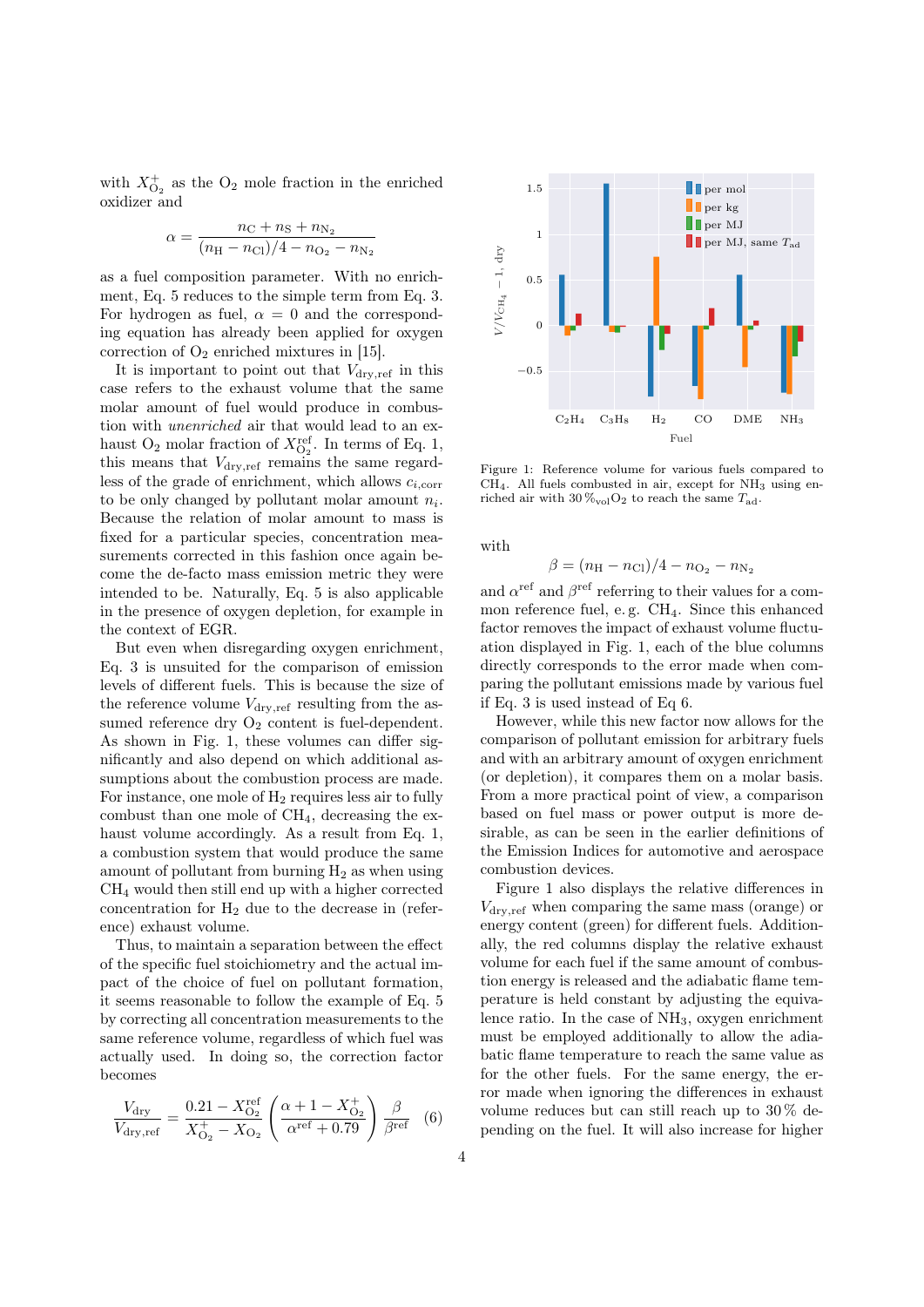with $X^+_{O_2}$ as the $O_2$ mole fraction in the enriched oxidizer and

$$\alpha = \frac{n_C + n_S + n_{N_2}}{(n_H - n_{Cl})/4 - n_{O_2} - n_{N_2}}$$

as a fuel composition parameter. With no enrichment, Eq. 5 reduces to the simple term from Eq. 3. For hydrogen as fuel, $\alpha = 0$ and the corresponding equation has already been applied for oxygen correction of $O_2$ enriched mixtures in [15].

It is important to point out that $V_{\mathrm{dry,ref}}$ in this case refers to the exhaust volume that the same molar amount of fuel would produce in combustion with *unenriched* air that would lead to an exhaust $O_2$ molar fraction of $X^{\mathrm{ref}}_{O_2}$. In term of Eq. 1, this means that $V_{\mathrm{dry,ref}}$ remains the same regardless of the grade of enrichment, which allows $c_{i,\mathrm{corr}}$ to be only changed by pollutant molar amount $n_i$. Because the relation of molar amount to mass is fixed for a particular species, concentration measurements corrected in this fashion once again become the de-facto mass emission metric they were intended to be. Naturally, Eq. 5 is also applicable in the presence of oxygen depletion, for example in the context of EGR.

But even when disregarding oxygen enrichment, Eq. 3 is unsuited for the comparison of emission levels of different fuels. This is because the size of the reference volume $V_{\mathrm{dry,ref}}$ resulting from the assumed reference dry $O_2$ content is fuel-dependent. As shown in Fig. 1, these volumes can differ significantly and also depend on which additional assumptions about the combustion process are made. For instance, one mole of $H_2$ requires less air to fully combust than one mole of $CH_4$, decreasing the exhaust volume accordingly. As a result from Eq. 1, a combustion system that would produce the same amount of pollutant from burning $H_2$ as when using $CH_4$ would then still end up with a higher corrected concentration for $H_2$ due to the decrease in (reference) exhaust volume.

Thus, to maintain a separation between the effect of the specific fuel stoichiometry and the actual impact of the choice of fuel on pollutant formation, it seems reasonable to follow the example of Eq. 5 by correcting all concentration measurements to the same reference volume, regardless of which fuel was actually used. In doing so, the correction factor becomes

$$\frac{V_{\mathrm{dry}}}{V_{\mathrm{dry,ref}}} = \frac{0.21 - X^{\mathrm{ref}}_{O_2}}{X^+_{O_2} - X_{O_2}} \left( \frac{\alpha + 1 - X^+_{O_2}}{\alpha^{\mathrm{ref}} + 0.79} \right) \frac{\beta}{\beta^{\mathrm{ref}}} \quad (6)$$

Figure 1: Reference volume for various fuels compared to $CH_4$. All fuels combusted in air, except for $NH_3$ using enriched air with 30 $\%_{\mathrm{vol}} O_2$ to reach the same $T_{\mathrm{ad}}$.

with

$$\beta = (n_H - n_{Cl})/4 - n_{O_2} - n_{N_2}$$

and $\alpha^{\mathrm{ref}}$ and $\beta^{\mathrm{ref}}$ referring to their values for a common reference fuel, e. g. $CH_4$. Since this enhanced factor removes the impact of exhaust volume fluctuation displayed in Fig. 1, each of the blue columns directly corresponds to the error made when comparing the pollutant emissions made by various fuel if Eq. 3 is used instead of Eq 6.

However, while this new factor now allows for the comparison of pollutant emission for arbitrary fuels and with an arbitrary amount of oxygen enrichment (or depletion), it compares them on a molar basis. From a more practical point of view, a comparison based on fuel mass or power output is more desirable, as can be seen in the earlier definitions of the Emission Indices for automotive and aerospace combustion devices.

Figure 1 also displays the relative differences in $V_{\mathrm{dry,ref}}$ when comparing the same mass (orange) or energy content (green) for different fuels. Additionally, the red columns display the relative exhaust volume for each fuel if the same amount of combustion energy is released and the adiabatic flame temperature is held constant by adjusting the equivalence ratio. In the case of $NH_3$, oxygen enrichment must be employed additionally to allow the adiabatic flame temperature to reach the same value as for the other fuels. For the same energy, the error made when ignoring the differences in exhaust volume reduces but can still reach up to 30 % depending on the fuel. It will also increase for higher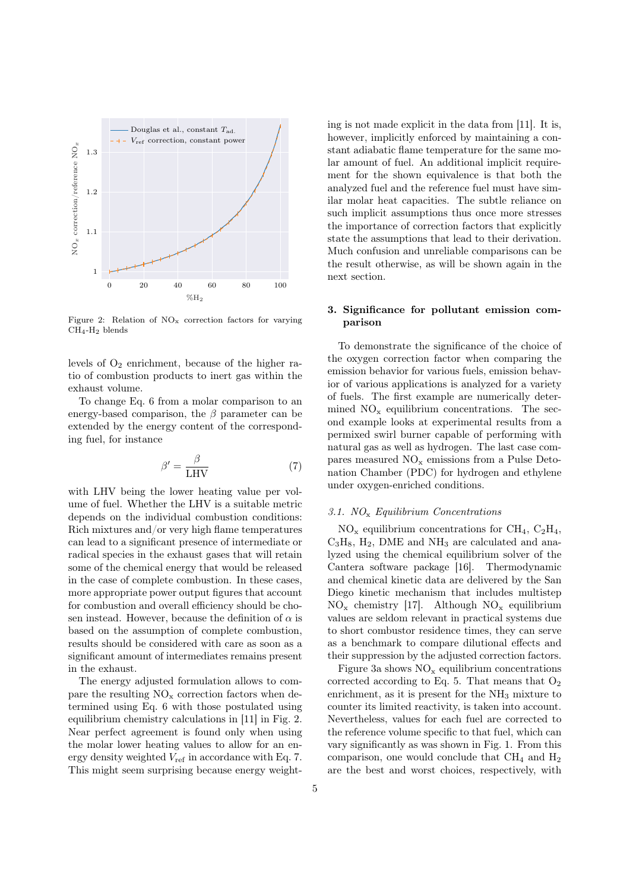Figure 2: Relation of $NO_x$ correction factors for varying $CH_4$-$H_2$ blends

levels of $O_2$ enrichment, because of the higher ratio of combustion products to inert gas within the exhaust volume.

To change Eq. 6 from a molar comparison to an energy-based comparison, the $\beta$ parameter can be extended by the energy content of the corresponding fuel, for instance

$$\beta' = \frac{\beta}{\mathrm{LHV}} \tag{7}$$

with LHV being the lower heating value per volume of fuel. Whether the LHV is a suitable metric depends on the individual combustion conditions: Rich mixtures and/or very high flame temperatures can lead to a significant presence of intermediate or radical species in the exhaust gases that will retain some of the chemical energy that would be released in the case of complete combustion. In these cases, more appropriate power output figures that account for combustion and overall efficiency should be chosen instead. However, because the definition of $\alpha$ is based on the assumption of complete combustion, results should be considered with care as soon as a significant amount of intermediates remains present in the exhaust.

The energy adjusted formulation allows to compare the resulting $NO_x$ correction factors when determined using Eq. 6 with those postulated using equilibrium chemistry calculations in [11] in Fig. 2. Near perfect agreement is found only when using the molar lower heating values to allow for an energy density weighted $V_{\mathrm{ref}}$ in accordance with Eq. 7. This might seem surprising because energy weighting is not made explicit in the data from [11]. It is, however, implicitly enforced by maintaining a constant adiabatic flame temperature for the same molar amount of fuel. An additional implicit requirement for the shown equivalence is that both the analyzed fuel and the reference fuel must have similar molar heat capacities. The subtle reliance on such implicit assumptions thus once more stresses the importance of correction factors that explicitly state the assumptions that lead to their derivation. Much confusion and unreliable comparisons can be the result otherwise, as will be shown again in the next section.

## 3. Significance for pollutant emission comparison

To demonstrate the significance of the choice of the oxygen correction factor when comparing the emission behavior for various fuels, emission behavior of various applications is analyzed for a variety of fuels. The first example are numerically determined $NO_x$ equilibrium concentrations. The second example looks at experimental results from a permixed swirl burner capable of performing with natural gas as well as hydrogen. The last case compares measured $NO_x$ emissions from a Pulse Detonation Chamber (PDC) for hydrogen and ethylene under oxygen-enriched conditions.

### *3.1. $NO_x$ Equilibrium Concentrations*

$NO_x$ equilibrium concentrations for $CH_4$, $C_2H_4$, $C_3H_8$, $H_2$, DME and $NH_3$ are calculated and analyzed using the chemical equilibrium solver of the Cantera software package [16]. Thermodynamic and chemical kinetic data are delivered by the San Diego kinetic mechanism that includes multistep $NO_x$ chemistry [17]. Although $NO_x$ equilibrium values are seldom relevant in practical systems due to short combustor residence times, they can serve as a benchmark to compare dilutional effects and their suppression by the adjusted correction factors.

Figure 3a shows $NO_x$ equilibrium concentrations corrected according to Eq. 5. That means that $O_2$ enrichment, as it is present for the $NH_3$ mixture to counter its limited reactivity, is taken into account. Nevertheless, values for each fuel are corrected to the reference volume specific to that fuel, which can vary significantly as was shown in Fig. 1. From this comparison, one would conclude that $CH_4$ and $H_2$ are the best and worst choices, respectively, with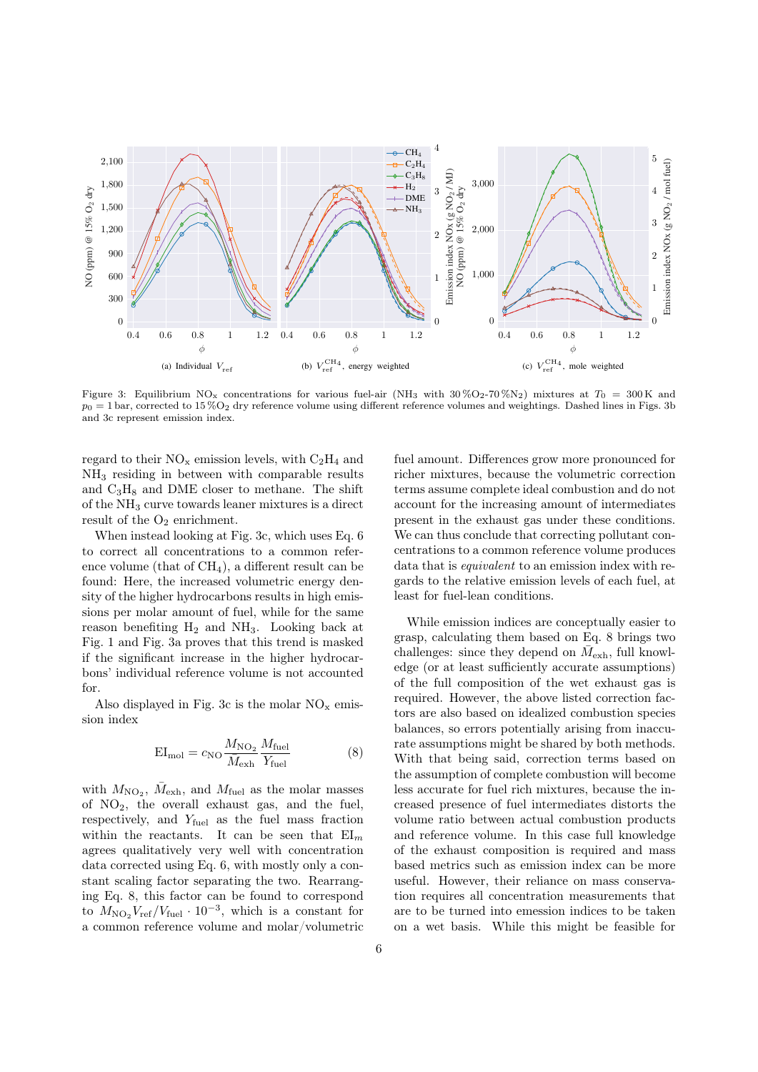Figure 3: Equilibrium $NO_x$ concentrations for various fuel-air ($NH_3$ with 30 % $O_2$-70 % $N_2$) mixtures at $T_0$ = 300 K and $p_0$ = 1 bar, corrected to 15 % $O_2$ dry reference volume using different reference volumes and weightings. Dashed lines in Figs. 3b and 3c represent emission index.

(a) Individual $V_{\mathrm{ref}}$ (b) $V_{\mathrm{ref}}^{\mathrm{CH_4}}$, energy weighted (c) $V_{\mathrm{ref}}^{\mathrm{CH_4}}$, mole weighted

regard to their $NO_x$ emission levels, with $C_2H_4$ and $NH_3$ residing in between with comparable results and $C_3H_8$ and DME closer to methane. The shift of the $NH_3$ curve towards leaner mixtures is a direct result of the $O_2$ enrichment.

When instead looking at Fig. 3c, which uses Eq. 6 to correct all concentrations to a common reference volume (that of $CH_4$), a different result can be found: Here, the increased volumetric energy density of the higher hydrocarbons results in high emissions per molar amount of fuel, while for the same reason benefiting $H_2$ and $NH_3$. Looking back at Fig. 1 and Fig. 3a proves that this trend is masked if the significant increase in the higher hydrocarbons' individual reference volume is not accounted for.

Also displayed in Fig. 3c is the molar $NO_x$ emission index

$$\mathrm{EI}_{\mathrm{mol}} = c_{\mathrm{NO}} \frac{M_{\mathrm{NO_2}}}{\bar{M}_{\mathrm{exh}}} \frac{M_{\mathrm{fuel}}}{Y_{\mathrm{fuel}}} \tag{8}$$

with $M_{\mathrm{NO_2}}$, $\bar{M}_{\mathrm{exh}}$, and $M_{\mathrm{fuel}}$ as the molar masses of $NO_2$, the overall exhaust gas, and the fuel, respectively, and $Y_{\mathrm{fuel}}$ as the fuel mass fraction within the reactants. It can be seen that $\mathrm{EI}_m$ agrees qualitatively very well with concentration data corrected using Eq. 6, with mostly only a constant scaling factor separating the two. Rearranging Eq. 8, this factor can be found to correspond to $M_{\mathrm{NO_2}} V_{\mathrm{ref}} / V_{\mathrm{fuel}} \cdot 10^{-3}$, which is a constant for a common reference volume and molar/volumetric fuel amount. Differences grow more pronounced for richer mixtures, because the volumetric correction terms assume complete ideal combustion and do not account for the increasing amount of intermediates present in the exhaust gas under these conditions. We can thus conclude that correcting pollutant concentrations to a common reference volume produces data that is *equivalent* to an emission index with regards to the relative emission levels of each fuel, at least for fuel-lean conditions.

While emission indices are conceptually easier to grasp, calculating them based on Eq. 8 brings two challenges: since they depend on $\bar{M}_{\mathrm{exh}}$, full knowledge (or at least sufficiently accurate assumptions) of the full composition of the wet exhaust gas is required. However, the above listed correction factors are also based on idealized combustion species balances, so errors potentially arising from inaccurate assumptions might be shared by both methods. With that being said, correction terms based on the assumption of complete combustion will become less accurate for fuel rich mixtures, because the increased presence of fuel intermediates distorts the volume ratio between actual combustion products and reference volume. In this case full knowledge of the exhaust composition is required and mass based metrics such as emission index can be more useful. However, their reliance on mass conservation requires all concentration measurements that are to be turned into emession indices to be taken on a wet basis. While this might be feasible for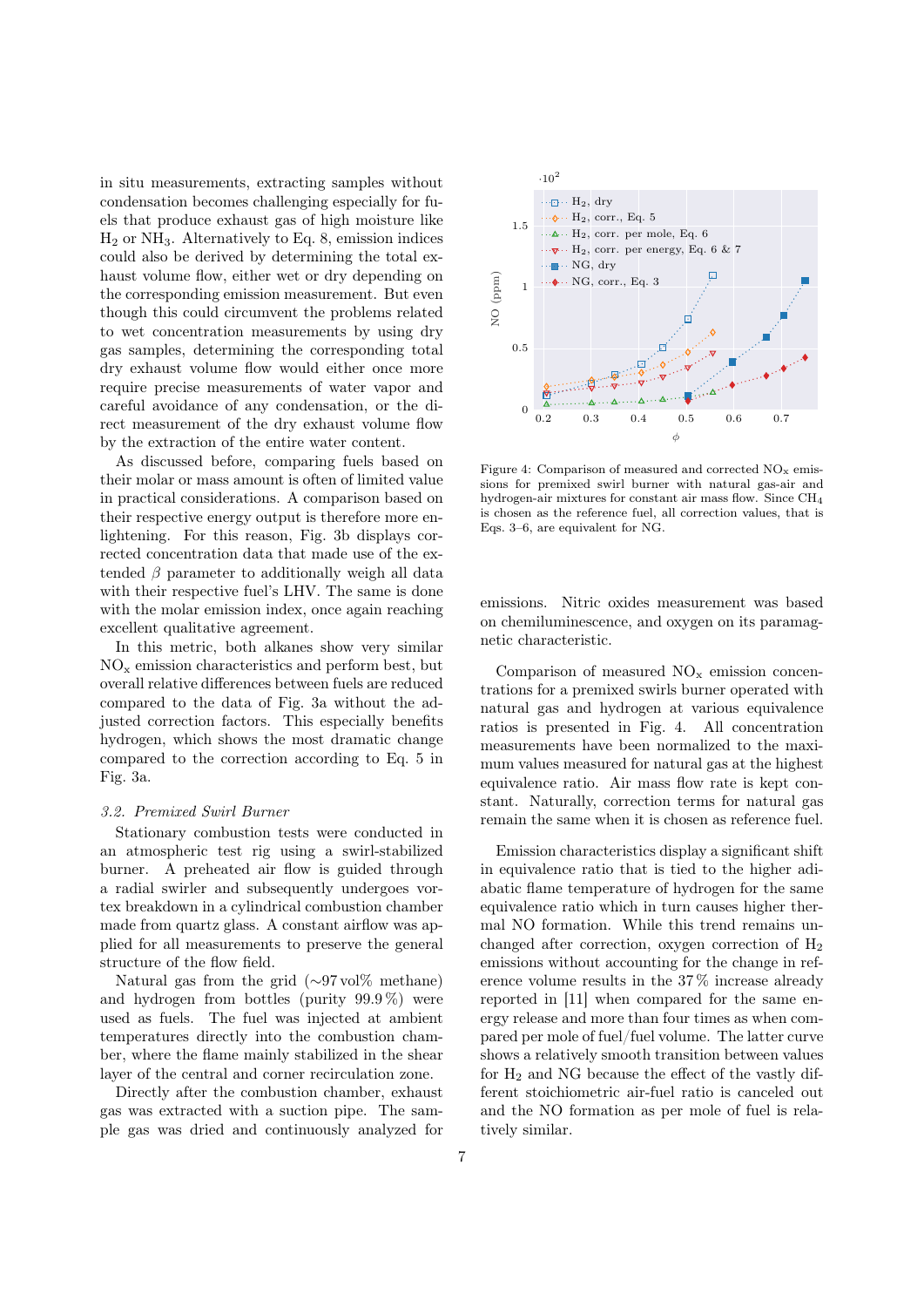in situ measurements, extracting samples without condensation becomes challenging especially for fuels that produce exhaust gas of high moisture like $H_2$ or $NH_3$. Alternatively to Eq. 8, emission indices could also be derived by determining the total exhaust volume flow, either wet or dry depending on the corresponding emission measurement. But even though this could circumvent the problems related to wet concentration measurements by using dry gas samples, determining the corresponding total dry exhaust volume flow would either once more require precise measurements of water vapor and careful avoidance of any condensation, or the direct measurement of the dry exhaust volume flow by the extraction of the entire water content.

As discussed before, comparing fuels based on their molar or mass amount is often of limited value in practical considerations. A comparison based on their respective energy output is therefore more enlightening. For this reason, Fig. 3b displays corrected concentration data that made use of the extended $\beta$ parameter to additionally weigh all data with their respective fuel's LHV. The same is done with the molar emission index, once again reaching excellent qualitative agreement.

In this metric, both alkanes show very similar $NO_x$ emission characteristics and perform best, but overall relative differences between fuels are reduced compared to the data of Fig. 3a without the adjusted correction factors. This especially benefits hydrogen, which shows the most dramatic change compared to the correction according to Eq. 5 in Fig. 3a.

### 3.2. *Premixed Swirl Burner*

Stationary combustion tests were conducted in an atmospheric test rig using a swirl-stabilized burner. A preheated air flow is guided through a radial swirler and subsequently undergoes vortex breakdown in a cylindrical combustion chamber made from quartz glass. A constant airflow was applied for all measurements to preserve the general structure of the flow field.

Natural gas from the grid (~97 vol% methane) and hydrogen from bottles (purity 99.9 %) were used as fuels. The fuel was injected at ambient temperatures directly into the combustion chamber, where the flame mainly stabilized in the shear layer of the central and corner recirculation zone.

Directly after the combustion chamber, exhaust gas was extracted with a suction pipe. The sample gas was dried and continuously analyzed for emissions. Nitric oxides measurement was based on chemiluminescence, and oxygen on its paramagnetic characteristic.

Figure 4: Comparison of measured and corrected $NO_x$ emissions for premixed swirl burner with natural gas-air and hydrogen-air mixtures for constant air mass flow. Since $CH_4$ is chosen as the reference fuel, all correction values, that is Eqs. 3–6, are equivalent for NG.

Comparison of measured $NO_x$ emission concentrations for a premixed swirls burner operated with natural gas and hydrogen at various equivalence ratios is presented in Fig. 4. All concentration measurements have been normalized to the maximum values measured for natural gas at the highest equivalence ratio. Air mass flow rate is kept constant. Naturally, correction terms for natural gas remain the same when it is chosen as reference fuel.

Emission characteristics display a significant shift in equivalence ratio that is tied to the higher adiabatic flame temperature of hydrogen for the same equivalence ratio which in turn causes higher thermal NO formation. While this trend remains unchanged after correction, oxygen correction of $H_2$ emissions without accounting for the change in reference volume results in the 37 % increase already reported in [11] when compared for the same energy release and more than four times as when compared per mole of fuel/fuel volume. The latter curve shows a relatively smooth transition between values for $H_2$ and NG because the effect of the vastly different stoichiometric air-fuel ratio is canceled out and the NO formation as per mole of fuel is relatively similar.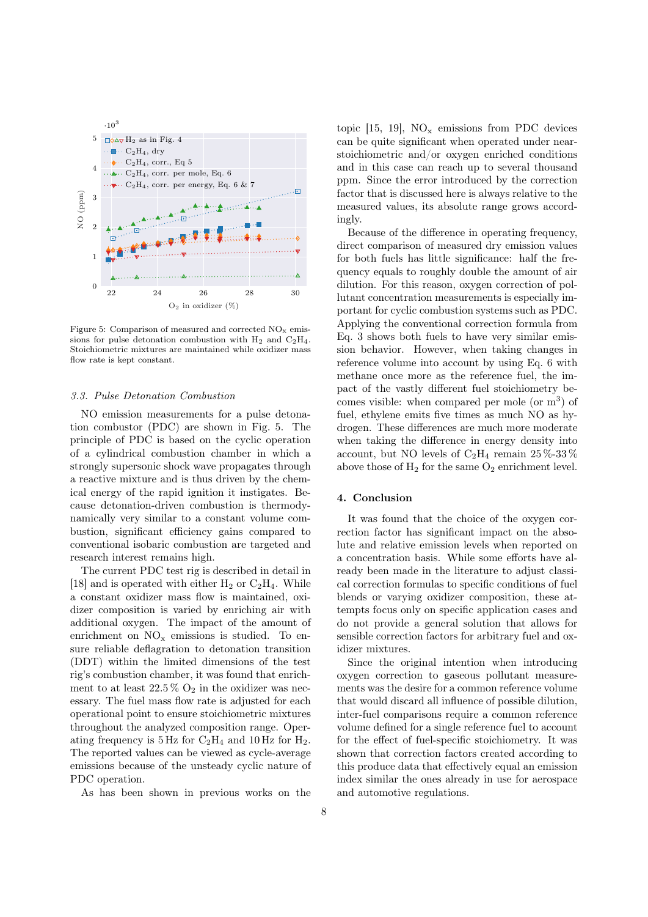Figure 5: Comparison of measured and corrected $NO_x$ emissions for pulse detonation combustion with $H_2$ and $C_2H_4$. Stoichiometric mixtures are maintained while oxidizer mass flow rate is kept constant.

### 3.3. Pulse Detonation Combustion

NO emission measurements for a pulse detonation combustor (PDC) are shown in Fig. 5. The principle of PDC is based on the cyclic operation of a cylindrical combustion chamber in which a strongly supersonic shock wave propagates through a reactive mixture and is thus driven by the chemical energy of the rapid ignition it instigates. Because detonation-driven combustion is thermodynamically very similar to a constant volume combustion, significant efficiency gains compared to conventional isobaric combustion are targeted and research interest remains high.

The current PDC test rig is described in detail in [18] and is operated with either $H_2$ or $C_2H_4$. While a constant oxidizer mass flow is maintained, oxidizer composition is varied by enriching air with additional oxygen. The impact of the amount of enrichment on $NO_x$ emissions is studied. To ensure reliable deflagration to detonation transition (DDT) within the limited dimensions of the test rig's combustion chamber, it was found that enrichment to at least 22.5 % $O_2$ in the oxidizer was necessary. The fuel mass flow rate is adjusted for each operational point to ensure stoichiometric mixtures throughout the analyzed composition range. Operating frequency is 5 Hz for $C_2H_4$ and 10 Hz for $H_2$. The reported values can be viewed as cycle-average emissions because of the unsteady cyclic nature of PDC operation.

As has been shown in previous works on the topic [15, 19], $NO_x$ emissions from PDC devices can be quite significant when operated under near-stoichiometric and/or oxygen enriched conditions and in this case can reach up to several thousand ppm. Since the error introduced by the correction factor that is discussed here is always relative to the measured values, its absolute range grows accordingly.

Because of the difference in operating frequency, direct comparison of measured dry emission values for both fuels has little significance: half the frequency equals to roughly double the amount of air dilution. For this reason, oxygen correction of pollutant concentration measurements is especially important for cyclic combustion systems such as PDC. Applying the conventional correction formula from Eq. 3 shows both fuels to have very similar emission behavior. However, when taking changes in reference volume into account by using Eq. 6 with methane once more as the reference fuel, the impact of the vastly different fuel stoichiometry becomes visible: when compared per mole (or $m^3$) of fuel, ethylene emits five times as much NO as hydrogen. These differences are much more moderate when taking the difference in energy density into account, but NO levels of $C_2H_4$ remain 25 %-33 % above those of $H_2$ for the same $O_2$ enrichment level.

## 4. Conclusion

It was found that the choice of the oxygen correction factor has significant impact on the absolute and relative emission levels when reported on a concentration basis. While some efforts have already been made in the literature to adjust classical correction formulas to specific conditions of fuel blends or varying oxidizer composition, these attempts focus only on specific application cases and do not provide a general solution that allows for sensible correction factors for arbitrary fuel and oxidizer mixtures.

Since the original intention when introducing oxygen correction to gaseous pollutant measurements was the desire for a common reference volume that would discard all influence of possible dilution, inter-fuel comparisons require a common reference volume defined for a single reference fuel to account for the effect of fuel-specific stoichiometry. It was shown that correction factors created according to this produce data that effectively equal an emission index similar the ones already in use for aerospace and automotive regulations.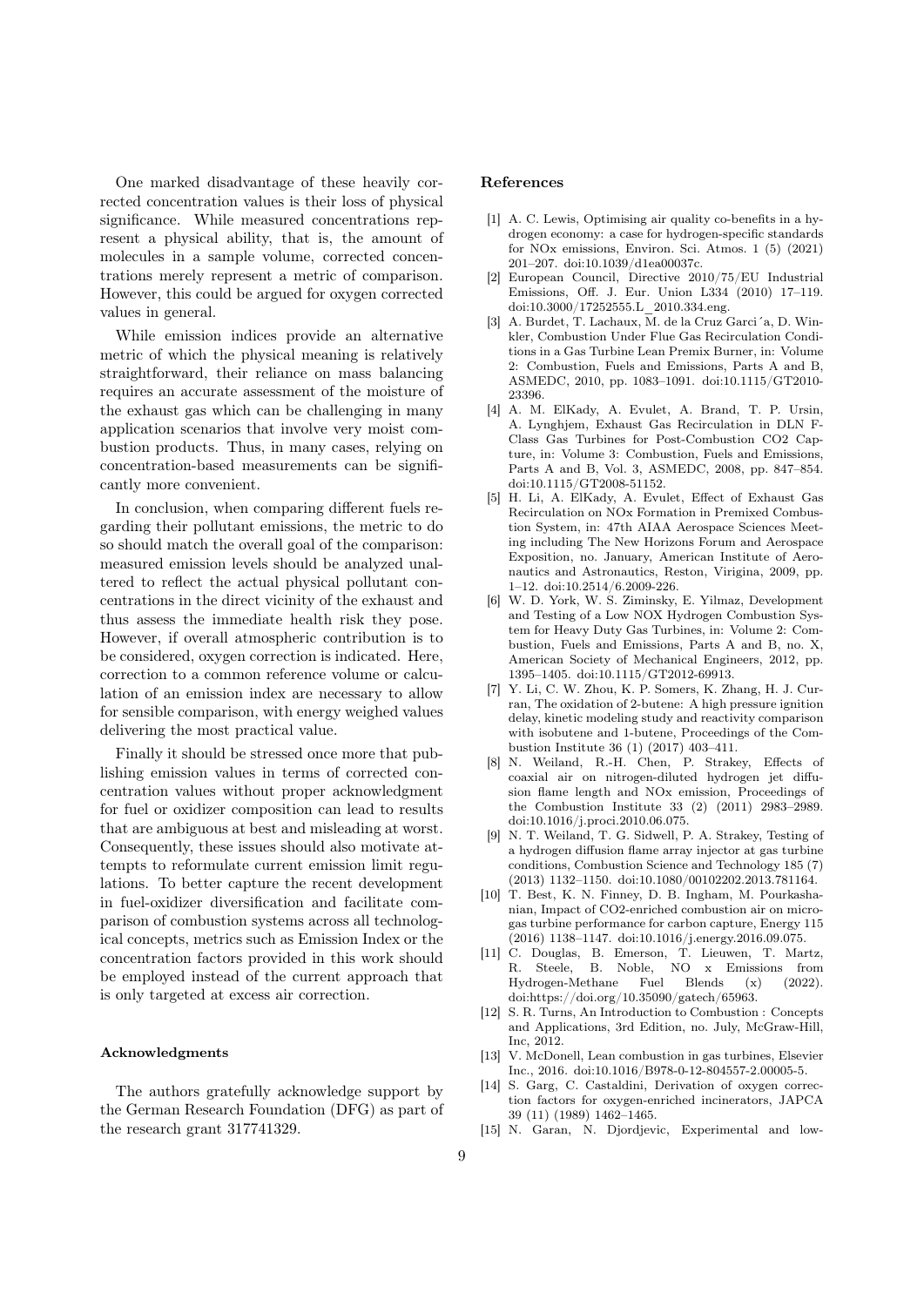One marked disadvantage of these heavily corrected concentration values is their loss of physical significance. While measured concentrations represent a physical ability, that is, the amount of molecules in a sample volume, corrected concentrations merely represent a metric of comparison. However, this could be argued for oxygen corrected values in general.

While emission indices provide an alternative metric of which the physical meaning is relatively straightforward, their reliance on mass balancing requires an accurate assessment of the moisture of the exhaust gas which can be challenging in many application scenarios that involve very moist combustion products. Thus, in many cases, relying on concentration-based measurements can be significantly more convenient.

In conclusion, when comparing different fuels regarding their pollutant emissions, the metric to do so should match the overall goal of the comparison: measured emission levels should be analyzed unaltered to reflect the actual physical pollutant concentrations in the direct vicinity of the exhaust and thus assess the immediate health risk they pose. However, if overall atmospheric contribution is to be considered, oxygen correction is indicated. Here, correction to a common reference volume or calculation of an emission index are necessary to allow for sensible comparison, with energy weighed values delivering the most practical value.

Finally it should be stressed once more that publishing emission values in terms of corrected concentration values without proper acknowledgment for fuel or oxidizer composition can lead to results that are ambiguous at best and misleading at worst. Consequently, these issues should also motivate attempts to reformulate current emission limit regulations. To better capture the recent development in fuel-oxidizer diversification and facilitate comparison of combustion systems across all technological concepts, metrics such as Emission Index or the concentration factors provided in this work should be employed instead of the current approach that is only targeted at excess air correction.

#### Acknowledgments

The authors gratefully acknowledge support by the German Research Foundation (DFG) as part of the research grant 317741329.

#### References

[1] A. C. Lewis, Optimising air quality co-benefits in a hydrogen economy: a case for hydrogen-specific standards for NOx emissions, Environ. Sci. Atmos. 1 (5) (2021) 201–207. doi:10.1039/d1ea00037c.

[2] European Council, Directive 2010/75/EU Industrial Emissions, Off. J. Eur. Union L334 (2010) 17–119. doi:10.3000/17252555.L_2010.334.eng.

[3] A. Burdet, T. Lachaux, M. de la Cruz Garci´a, D. Winkler, Combustion Under Flue Gas Recirculation Conditions in a Gas Turbine Lean Premix Burner, in: Volume 2: Combustion, Fuels and Emissions, Parts A and B, ASMEDC, 2010, pp. 1083–1091. doi:10.1115/GT2010-23396.

[4] A. M. ElKady, A. Evulet, A. Brand, T. P. Ursin, A. Lynghjem, Exhaust Gas Recirculation in DLN F-Class Gas Turbines for Post-Combustion CO2 Capture, in: Volume 3: Combustion, Fuels and Emissions, Parts A and B, Vol. 3, ASMEDC, 2008, pp. 847–854. doi:10.1115/GT2008-51152.

[5] H. Li, A. ElKady, A. Evulet, Effect of Exhaust Gas Recirculation on NOx Formation in Premixed Combustion System, in: 47th AIAA Aerospace Sciences Meeting including The New Horizons Forum and Aerospace Exposition, no. January, American Institute of Aeronautics and Astronautics, Reston, Virigina, 2009, pp. 1–12. doi:10.2514/6.2009-226.

[6] W. D. York, W. S. Ziminsky, E. Yilmaz, Development and Testing of a Low NOX Hydrogen Combustion System for Heavy Duty Gas Turbines, in: Volume 2: Combustion, Fuels and Emissions, Parts A and B, no. X, American Society of Mechanical Engineers, 2012, pp. 1395–1405. doi:10.1115/GT2012-69913.

[7] Y. Li, C. W. Zhou, K. P. Somers, K. Zhang, H. J. Curran, The oxidation of 2-butene: A high pressure ignition delay, kinetic modeling study and reactivity comparison with isobutene and 1-butene, Proceedings of the Combustion Institute 36 (1) (2017) 403–411.

[8] N. Weiland, R.-H. Chen, P. Strakey, Effects of coaxial air on nitrogen-diluted hydrogen jet diffusion flame length and NOx emission, Proceedings of the Combustion Institute 33 (2) (2011) 2983–2989. doi:10.1016/j.proci.2010.06.075.

[9] N. T. Weiland, T. G. Sidwell, P. A. Strakey, Testing of a hydrogen diffusion flame array injector at gas turbine conditions, Combustion Science and Technology 185 (7) (2013) 1132–1150. doi:10.1080/00102202.2013.781164.

[10] T. Best, K. N. Finney, D. B. Ingham, M. Pourkashanian, Impact of CO2-enriched combustion air on micro-gas turbine performance for carbon capture, Energy 115 (2016) 1138–1147. doi:10.1016/j.energy.2016.09.075.

[11] C. Douglas, B. Emerson, T. Lieuwen, T. Martz, R. Steele, B. Noble, NO x Emissions from Hydrogen-Methane Fuel Blends (x) (2022). doi:https://doi.org/10.35090/gatech/65963.

[12] S. R. Turns, An Introduction to Combustion : Concepts and Applications, 3rd Edition, no. July, McGraw-Hill, Inc, 2012.

[13] V. McDonell, Lean combustion in gas turbines, Elsevier Inc., 2016. doi:10.1016/B978-0-12-804557-2.00005-5.

[14] S. Garg, C. Castaldini, Derivation of oxygen correction factors for oxygen-enriched incinerators, JAPCA 39 (11) (1989) 1462–1465.

[15] N. Garan, N. Djordjevic, Experimental and low-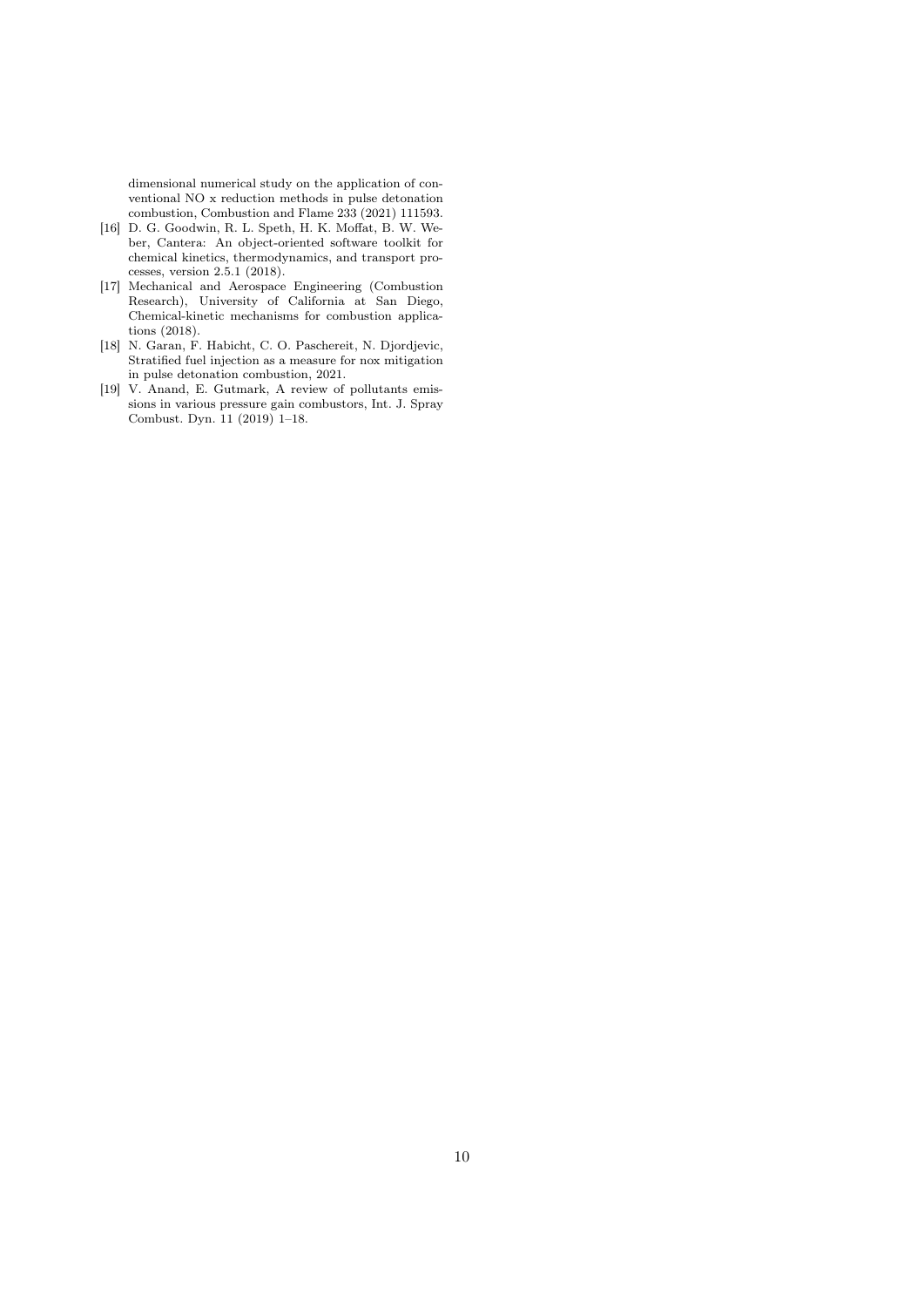dimensional numerical study on the application of conventional NO x reduction methods in pulse detonation combustion, Combustion and Flame 233 (2021) 111593.

[16] D. G. Goodwin, R. L. Speth, H. K. Moffat, B. W. Weber, Cantera: An object-oriented software toolkit for chemical kinetics, thermodynamics, and transport processes, version 2.5.1 (2018).

[17] Mechanical and Aerospace Engineering (Combustion Research), University of California at San Diego, Chemical-kinetic mechanisms for combustion applications (2018).

[18] N. Garan, F. Habicht, C. O. Paschereit, N. Djordjevic, Stratified fuel injection as a measure for nox mitigation in pulse detonation combustion, 2021.

[19] V. Anand, E. Gutmark, A review of pollutants emissions in various pressure gain combustors, Int. J. Spray Combust. Dyn. 11 (2019) 1–18.